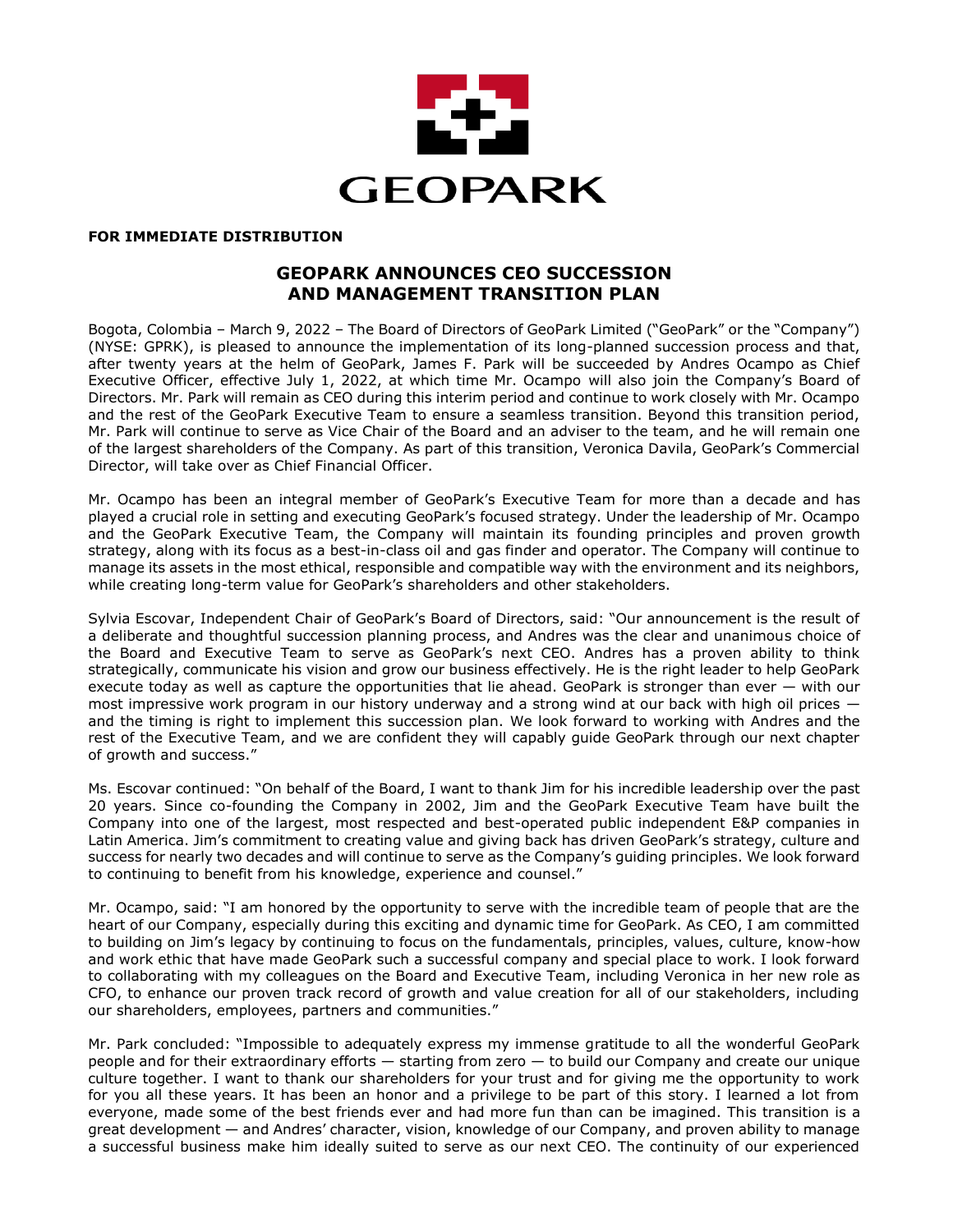GEOPARK

**FOR IMMEDIATE DISTRIBUTION**

# GEOPARK ANNOUNCES CEO SUCCESSION AND MANAGEMENT TRANSITION PLAN

Bogota, Colombia – March 9, 2022 – The Board of Directors of GeoPark Limited ("GeoPark" or the "Company") (NYSE: GPRK), is pleased to announce the implementation of its long-planned succession process and that, after twenty years at the helm of GeoPark, James F. Park will be succeeded by Andres Ocampo as Chief Executive Officer, effective July 1, 2022, at which time Mr. Ocampo will also join the Company's Board of Directors. Mr. Park will remain as CEO during this interim period and continue to work closely with Mr. Ocampo and the rest of the GeoPark Executive Team to ensure a seamless transition. Beyond this transition period, Mr. Park will continue to serve as Vice Chair of the Board and an adviser to the team, and he will remain one of the largest shareholders of the Company. As part of this transition, Veronica Davila, GeoPark's Commercial Director, will take over as Chief Financial Officer.

Mr. Ocampo has been an integral member of GeoPark's Executive Team for more than a decade and has played a crucial role in setting and executing GeoPark's focused strategy. Under the leadership of Mr. Ocampo and the GeoPark Executive Team, the Company will maintain its founding principles and proven growth strategy, along with its focus as a best-in-class oil and gas finder and operator. The Company will continue to manage its assets in the most ethical, responsible and compatible way with the environment and its neighbors, while creating long-term value for GeoPark's shareholders and other stakeholders.

Sylvia Escovar, Independent Chair of GeoPark's Board of Directors, said: "Our announcement is the result of a deliberate and thoughtful succession planning process, and Andres was the clear and unanimous choice of the Board and Executive Team to serve as GeoPark's next CEO. Andres has a proven ability to think strategically, communicate his vision and grow our business effectively. He is the right leader to help GeoPark execute today as well as capture the opportunities that lie ahead. GeoPark is stronger than ever — with our most impressive work program in our history underway and a strong wind at our back with high oil prices — and the timing is right to implement this succession plan. We look forward to working with Andres and the rest of the Executive Team, and we are confident they will capably guide GeoPark through our next chapter of growth and success."

Ms. Escovar continued: "On behalf of the Board, I want to thank Jim for his incredible leadership over the past 20 years. Since co-founding the Company in 2002, Jim and the GeoPark Executive Team have built the Company into one of the largest, most respected and best-operated public independent E&P companies in Latin America. Jim's commitment to creating value and giving back has driven GeoPark's strategy, culture and success for nearly two decades and will continue to serve as the Company's guiding principles. We look forward to continuing to benefit from his knowledge, experience and counsel."

Mr. Ocampo, said: "I am honored by the opportunity to serve with the incredible team of people that are the heart of our Company, especially during this exciting and dynamic time for GeoPark. As CEO, I am committed to building on Jim's legacy by continuing to focus on the fundamentals, principles, values, culture, know-how and work ethic that have made GeoPark such a successful company and special place to work. I look forward to collaborating with my colleagues on the Board and Executive Team, including Veronica in her new role as CFO, to enhance our proven track record of growth and value creation for all of our stakeholders, including our shareholders, employees, partners and communities."

Mr. Park concluded: "Impossible to adequately express my immense gratitude to all the wonderful GeoPark people and for their extraordinary efforts — starting from zero — to build our Company and create our unique culture together. I want to thank our shareholders for your trust and for giving me the opportunity to work for you all these years. It has been an honor and a privilege to be part of this story. I learned a lot from everyone, made some of the best friends ever and had more fun than can be imagined. This transition is a great development — and Andres' character, vision, knowledge of our Company, and proven ability to manage a successful business make him ideally suited to serve as our next CEO. The continuity of our experienced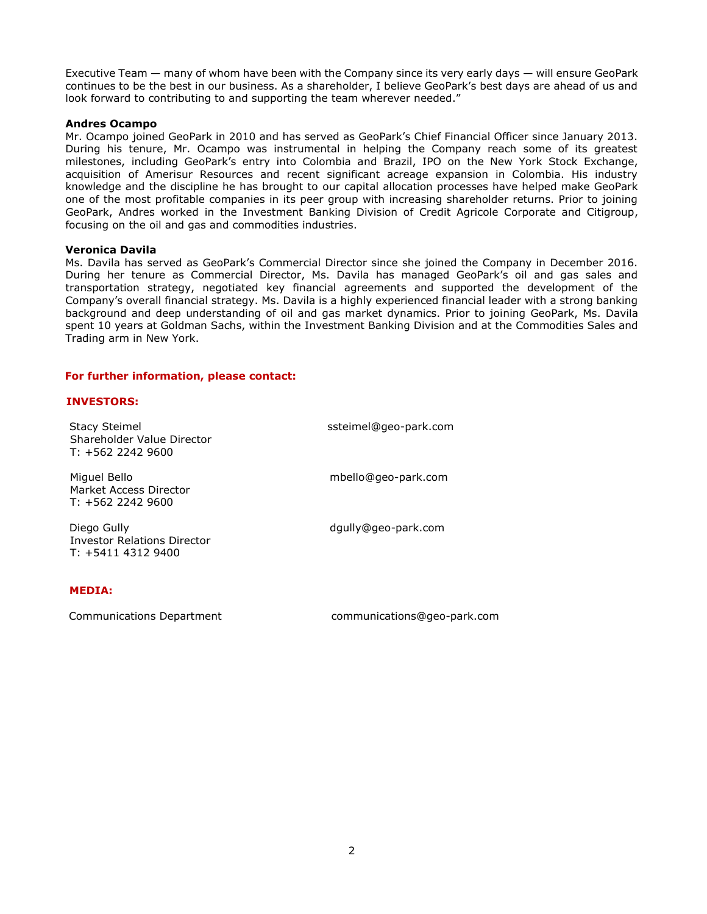Executive Team — many of whom have been with the Company since its very early days — will ensure GeoPark continues to be the best in our business. As a shareholder, I believe GeoPark's best days are ahead of us and look forward to contributing to and supporting the team wherever needed."

**Andres Ocampo**

Mr. Ocampo joined GeoPark in 2010 and has served as GeoPark's Chief Financial Officer since January 2013. During his tenure, Mr. Ocampo was instrumental in helping the Company reach some of its greatest milestones, including GeoPark's entry into Colombia and Brazil, IPO on the New York Stock Exchange, acquisition of Amerisur Resources and recent significant acreage expansion in Colombia. His industry knowledge and the discipline he has brought to our capital allocation processes have helped make GeoPark one of the most profitable companies in its peer group with increasing shareholder returns. Prior to joining GeoPark, Andres worked in the Investment Banking Division of Credit Agricole Corporate and Citigroup, focusing on the oil and gas and commodities industries.

**Veronica Davila**

Ms. Davila has served as GeoPark's Commercial Director since she joined the Company in December 2016. During her tenure as Commercial Director, Ms. Davila has managed GeoPark's oil and gas sales and transportation strategy, negotiated key financial agreements and supported the development of the Company's overall financial strategy. Ms. Davila is a highly experienced financial leader with a strong banking background and deep understanding of oil and gas market dynamics. Prior to joining GeoPark, Ms. Davila spent 10 years at Goldman Sachs, within the Investment Banking Division and at the Commodities Sales and Trading arm in New York.

**For further information, please contact:**

**INVESTORS:**

Stacy Steimel — ssteimel@geo-park.com
Shareholder Value Director
T: +562 2242 9600

Miguel Bello — mbello@geo-park.com
Market Access Director
T: +562 2242 9600

Diego Gully — dgully@geo-park.com
Investor Relations Director
T: +5411 4312 9400

**MEDIA:**

Communications Department — communications@geo-park.com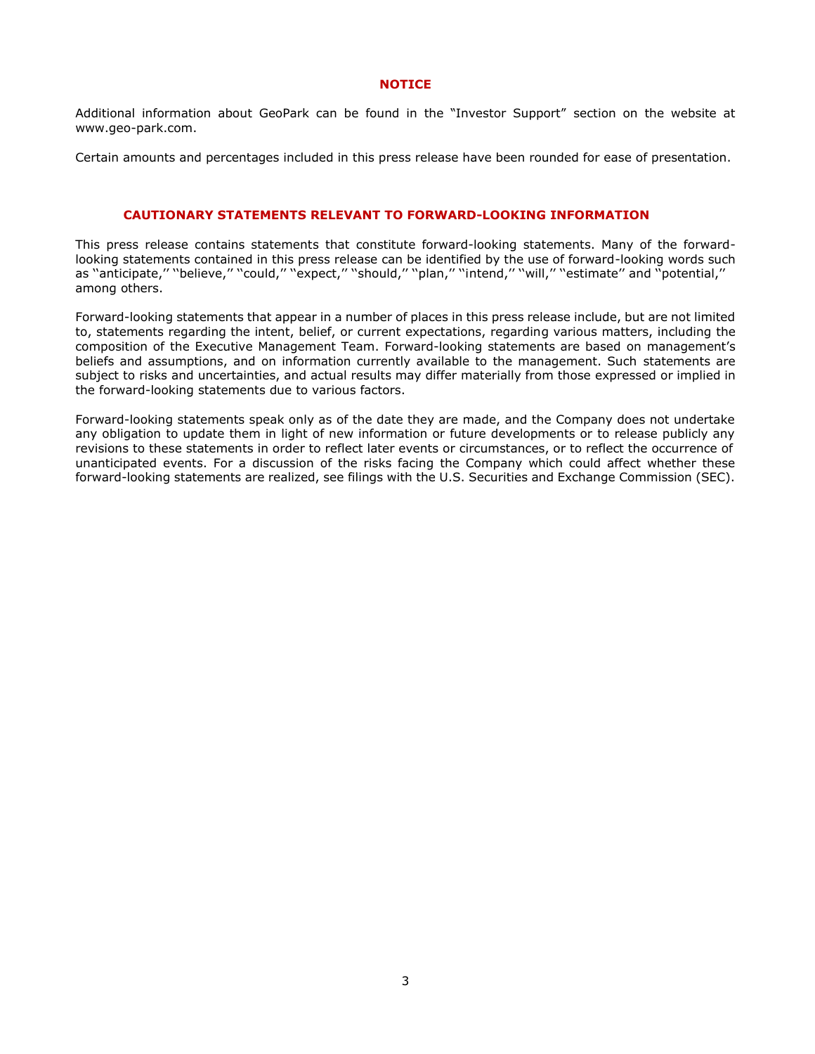**NOTICE**

Additional information about GeoPark can be found in the "Investor Support" section on the website at www.geo-park.com.

Certain amounts and percentages included in this press release have been rounded for ease of presentation.

**CAUTIONARY STATEMENTS RELEVANT TO FORWARD-LOOKING INFORMATION**

This press release contains statements that constitute forward-looking statements. Many of the forward-looking statements contained in this press release can be identified by the use of forward-looking words such as ''anticipate,'' ''believe,'' ''could,'' ''expect,'' ''should,'' ''plan,'' ''intend,'' ''will,'' ''estimate'' and ''potential,'' among others.

Forward-looking statements that appear in a number of places in this press release include, but are not limited to, statements regarding the intent, belief, or current expectations, regarding various matters, including the composition of the Executive Management Team. Forward-looking statements are based on management's beliefs and assumptions, and on information currently available to the management. Such statements are subject to risks and uncertainties, and actual results may differ materially from those expressed or implied in the forward-looking statements due to various factors.

Forward-looking statements speak only as of the date they are made, and the Company does not undertake any obligation to update them in light of new information or future developments or to release publicly any revisions to these statements in order to reflect later events or circumstances, or to reflect the occurrence of unanticipated events. For a discussion of the risks facing the Company which could affect whether these forward-looking statements are realized, see filings with the U.S. Securities and Exchange Commission (SEC).